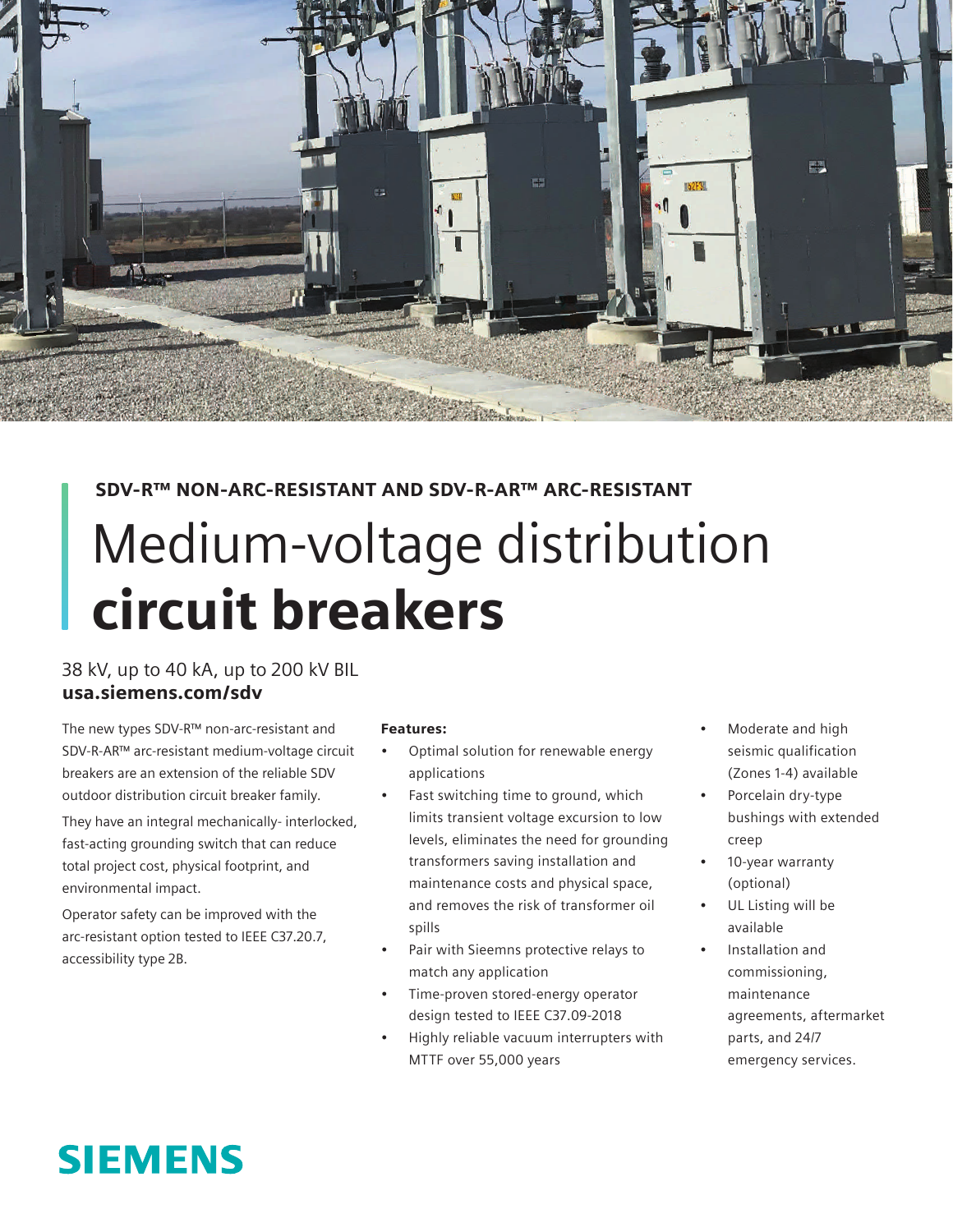SDV-R™ NON-ARC-RESISTANT AND SDV-R-AR™ ARC-RESISTANT

# Medium-voltage distribution **circuit breakers**

38 kV, up to 40 kA, up to 200 kV BIL
**usa.siemens.com/sdv**

The new types SDV-R™ non-arc-resistant and SDV-R-AR™ arc-resistant medium-voltage circuit breakers are an extension of the reliable SDV outdoor distribution circuit breaker family.

They have an integral mechanically- interlocked, fast-acting grounding switch that can reduce total project cost, physical footprint, and environmental impact.

Operator safety can be improved with the arc-resistant option tested to IEEE C37.20.7, accessibility type 2B.

**Features:**

- Optimal solution for renewable energy applications
- Fast switching time to ground, which limits transient voltage excursion to low levels, eliminates the need for grounding transformers saving installation and maintenance costs and physical space, and removes the risk of transformer oil spills
- Pair with Sieemns protective relays to match any application
- Time-proven stored-energy operator design tested to IEEE C37.09-2018
- Highly reliable vacuum interrupters with MTTF over 55,000 years
- Moderate and high seismic qualification (Zones 1-4) available
- Porcelain dry-type bushings with extended creep
- 10-year warranty (optional)
- UL Listing will be available
- Installation and commissioning, maintenance agreements, aftermarket parts, and 24/7 emergency services.

SIEMENS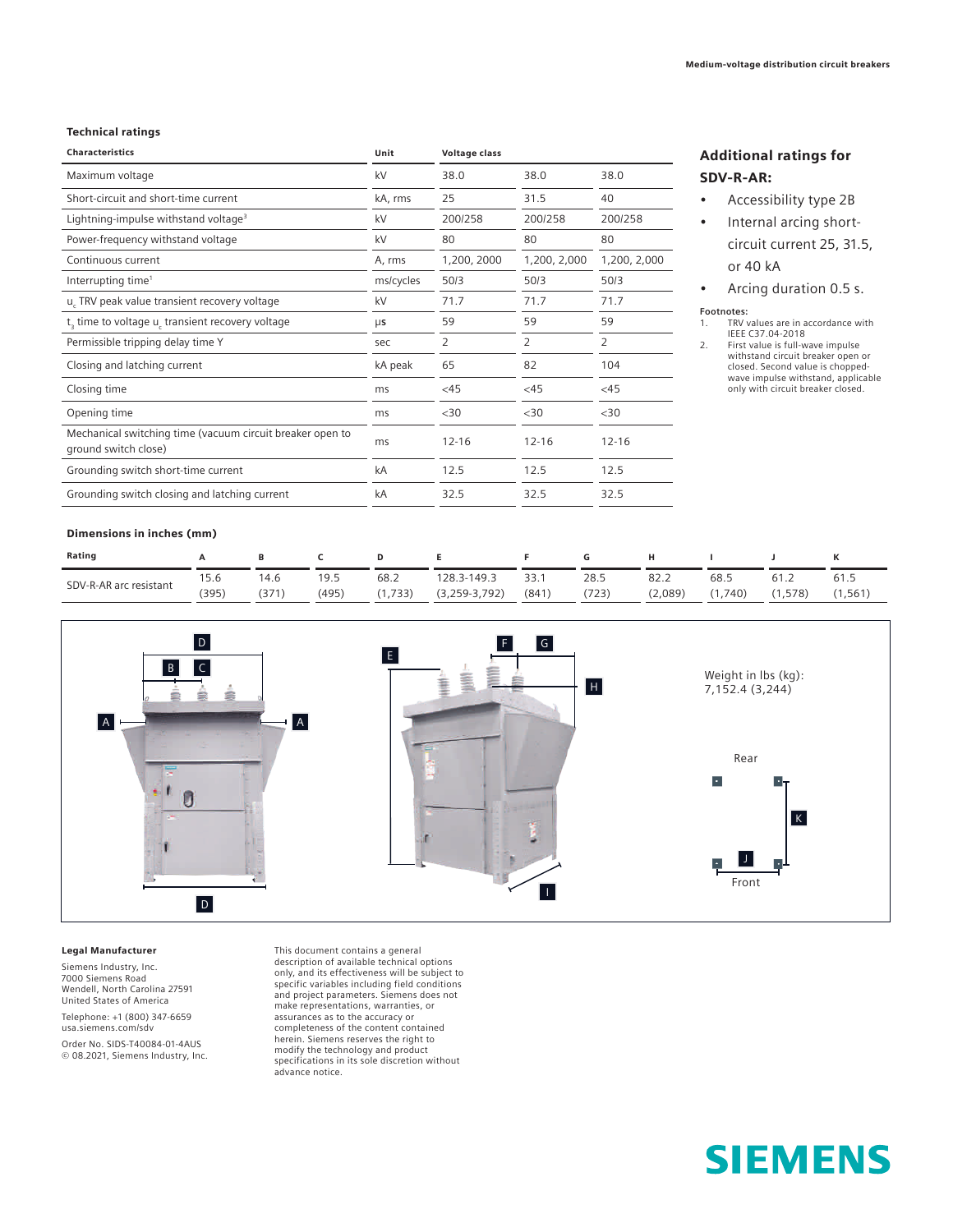### Technical ratings

| Characteristics | Unit | Voltage class | | |
|---|---|---|---|---|
| Maximum voltage | kV | 38.0 | 38.0 | 38.0 |
| Short-circuit and short-time current | kA, rms | 25 | 31.5 | 40 |
| Lightning-impulse withstand voltage[2] | kV | 200/258 | 200/258 | 200/258 |
| Power-frequency withstand voltage | kV | 80 | 80 | 80 |
| Continuous current | A, rms | 1,200, 2000 | 1,200, 2,000 | 1,200, 2,000 |
| Interrupting time[1] | ms/cycles | 50/3 | 50/3 | 50/3 |
| $u_c$ TRV peak value transient recovery voltage | kV | 71.7 | 71.7 | 71.7 |
| $t_3$ time to voltage $u_c$ transient recovery voltage | µs | 59 | 59 | 59 |
| Permissible tripping delay time Y | sec | 2 | 2 | 2 |
| Closing and latching current | kA peak | 65 | 82 | 104 |
| Closing time | ms | <45 | <45 | <45 |
| Opening time | ms | <30 | <30 | <30 |
| Mechanical switching time (vacuum circuit breaker open to ground switch close) | ms | 12-16 | 12-16 | 12-16 |
| Grounding switch short-time current | kA | 12.5 | 12.5 | 12.5 |
| Grounding switch closing and latching current | kA | 32.5 | 32.5 | 32.5 |

## Additional ratings for SDV-R-AR:

- Accessibility type 2B
- Internal arcing short-circuit current 25, 31.5, or 40 kA
- Arcing duration 0.5 s.

**Footnotes:**

1. TRV values are in accordance with IEEE C37.04-2018
2. First value is full-wave impulse withstand circuit breaker open or closed. Second value is chopped-wave impulse withstand, applicable only with circuit breaker closed.

### Dimensions in inches (mm)

| Rating | A | B | C | D | E | F | G | H | I | J | K |
|---|---|---|---|---|---|---|---|---|---|---|---|
| SDV-R-AR arc resistant | 15.6 (395) | 14.6 (371) | 19.5 (495) | 68.2 (1,733) | 128.3-149.3 (3,259-3,792) | 33.1 (841) | 28.5 (723) | 82.2 (2,089) | 68.5 (1,740) | 61.2 (1,578) | 61.5 (1,561) |

A B C D E F G H I J K

Weight in lbs (kg): 7,152.4 (3,244)

Rear

Front

**Legal Manufacturer**

Siemens Industry, Inc.
7000 Siemens Road
Wendell, North Carolina 27591
United States of America

Telephone: +1 (800) 347-6659
usa.siemens.com/sdv

Order No. SIDS-T40084-01-4AUS
© 08.2021, Siemens Industry, Inc.

This document contains a general description of available technical options only, and its effectiveness will be subject to specific variables including field conditions and project parameters. Siemens does not make representations, warranties, or assurances as to the accuracy or completeness of the content contained herein. Siemens reserves the right to modify the technology and product specifications in its sole discretion without advance notice.

SIEMENS